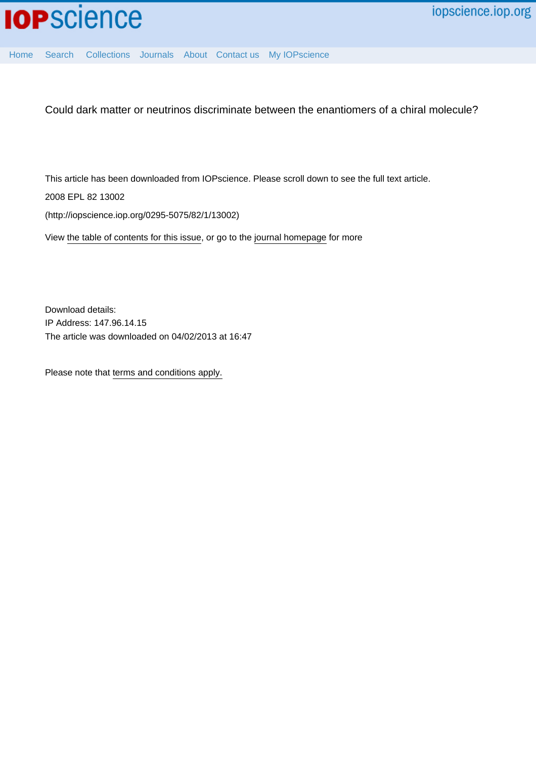Could dark matter or neutrinos discriminate between the enantiomers of a chiral molecule?

This article has been downloaded from IOPscience. Please scroll down to see the full text article.

2008 EPL 82 13002

(http://iopscience.iop.org/0295-5075/82/1/13002)

View the table of contents for this issue, or go to the journal homepage for more

Download details:
IP Address: 147.96.14.15
The article was downloaded on 04/02/2013 at 16:47

Please note that terms and conditions apply.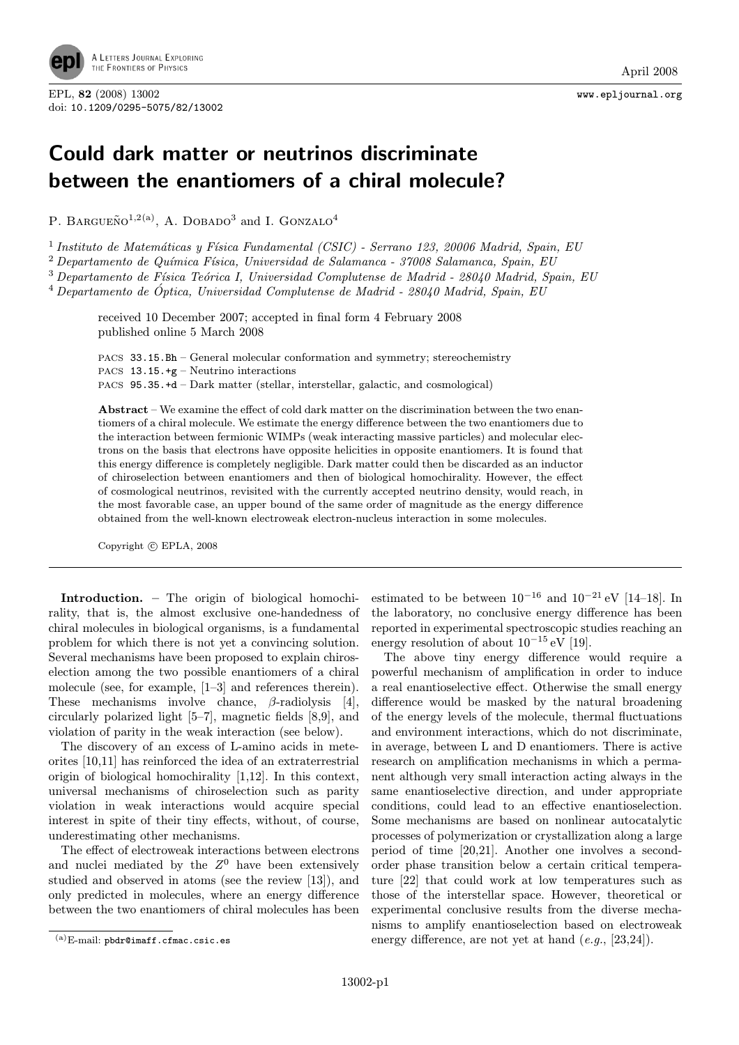# Could dark matter or neutrinos discriminate between the enantiomers of a chiral molecule?

P. Bargueño[1,2(a)], A. Dobado[3] and I. Gonzalo[4]

[1] *Instituto de Matemáticas y Física Fundamental (CSIC) - Serrano 123, 20006 Madrid, Spain, EU*
[2] *Departamento de Química Física, Universidad de Salamanca - 37008 Salamanca, Spain, EU*
[3] *Departamento de Física Teórica I, Universidad Complutense de Madrid - 28040 Madrid, Spain, EU*
[4] *Departamento de Óptica, Universidad Complutense de Madrid - 28040 Madrid, Spain, EU*

received 10 December 2007; accepted in final form 4 February 2008
published online 5 March 2008

PACS 33.15.Bh – General molecular conformation and symmetry; stereochemistry
PACS 13.15.+g – Neutrino interactions
PACS 95.35.+d – Dark matter (stellar, interstellar, galactic, and cosmological)

**Abstract** – We examine the effect of cold dark matter on the discrimination between the two enantiomers of a chiral molecule. We estimate the energy difference between the two enantiomers due to the interaction between fermionic WIMPs (weak interacting massive particles) and molecular electrons on the basis that electrons have opposite helicities in opposite enantiomers. It is found that this energy difference is completely negligible. Dark matter could then be discarded as an inductor of chiroselection between enantiomers and then of biological homochirality. However, the effect of cosmological neutrinos, revisited with the currently accepted neutrino density, would reach, in the most favorable case, an upper bound of the same order of magnitude as the energy difference obtained from the well-known electroweak electron-nucleus interaction in some molecules.

Copyright © EPLA, 2008

**Introduction.** – The origin of biological homochirality, that is, the almost exclusive one-handedness of chiral molecules in biological organisms, is a fundamental problem for which there is not yet a convincing solution. Several mechanisms have been proposed to explain chiroselection among the two possible enantiomers of a chiral molecule (see, for example, [1–3] and references therein). These mechanisms involve chance, $\beta$-radiolysis [4], circularly polarized light [5–7], magnetic fields [8,9], and violation of parity in the weak interaction (see below).

The discovery of an excess of L-amino acids in meteorites [10,11] has reinforced the idea of an extraterrestrial origin of biological homochirality [1,12]. In this context, universal mechanisms of chiroselection such as parity violation in weak interactions would acquire special interest in spite of their tiny effects, without, of course, underestimating other mechanisms.

The effect of electroweak interactions between electrons and nuclei mediated by the $Z^0$ have been extensively studied and observed in atoms (see the review [13]), and only predicted in molecules, where an energy difference between the two enantiomers of chiral molecules has been estimated to be between $10^{-16}$ and $10^{-21}$ eV [14–18]. In the laboratory, no conclusive energy difference has been reported in experimental spectroscopic studies reaching an energy resolution of about $10^{-15}$ eV [19].

The above tiny energy difference would require a powerful mechanism of amplification in order to induce a real enantioselective effect. Otherwise the small energy difference would be masked by the natural broadening of the energy levels of the molecule, thermal fluctuations and environment interactions, which do not discriminate, in average, between L and D enantiomers. There is active research on amplification mechanisms in which a permanent although very small interaction acting always in the same enantioselective direction, and under appropriate conditions, could lead to an effective enantioselection. Some mechanisms are based on nonlinear autocatalytic processes of polymerization or crystallization along a large period of time [20,21]. Another one involves a second-order phase transition below a certain critical temperature [22] that could work at low temperatures such as those of the interstellar space. However, theoretical or experimental conclusive results from the diverse mechanisms to amplify enantioselection based on electroweak energy difference, are not yet at hand (*e.g.*, [23,24]).

(a) E-mail: pbdr@imaff.cfmac.csic.es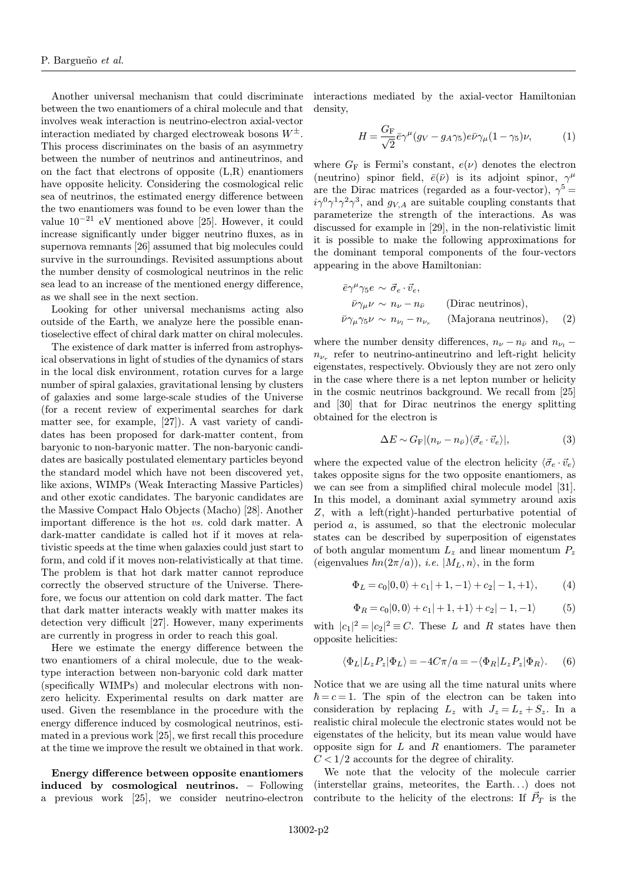Another universal mechanism that could discriminate between the two enantiomers of a chiral molecule and that involves weak interaction is neutrino-electron axial-vector interaction mediated by charged electroweak bosons $W^{\pm}$. This process discriminates on the basis of an asymmetry between the number of neutrinos and antineutrinos, and on the fact that electrons of opposite (L,R) enantiomers have opposite helicity. Considering the cosmological relic sea of neutrinos, the estimated energy difference between the two enantiomers was found to be even lower than the value $10^{-21}$ eV mentioned above [25]. However, it could increase significantly under bigger neutrino fluxes, as in supernova remnants [26] assumed that big molecules could survive in the surroundings. Revisited assumptions about the number density of cosmological neutrinos in the relic sea lead to an increase of the mentioned energy difference, as we shall see in the next section.

Looking for other universal mechanisms acting also outside of the Earth, we analyze here the possible enantioselective effect of chiral dark matter on chiral molecules.

The existence of dark matter is inferred from astrophysical observations in light of studies of the dynamics of stars in the local disk environment, rotation curves for a large number of spiral galaxies, gravitational lensing by clusters of galaxies and some large-scale studies of the Universe (for a recent review of experimental searches for dark matter see, for example, [27]). A vast variety of candidates has been proposed for dark-matter content, from baryonic to non-baryonic matter. The non-baryonic candidates are basically postulated elementary particles beyond the standard model which have not been discovered yet, like axions, WIMPs (Weak Interacting Massive Particles) and other exotic candidates. The baryonic candidates are the Massive Compact Halo Objects (Macho) [28]. Another important difference is the hot *vs.* cold dark matter. A dark-matter candidate is called hot if it moves at relativistic speeds at the time when galaxies could just start to form, and cold if it moves non-relativistically at that time. The problem is that hot dark matter cannot reproduce correctly the observed structure of the Universe. Therefore, we focus our attention on cold dark matter. The fact that dark matter interacts weakly with matter makes its detection very difficult [27]. However, many experiments are currently in progress in order to reach this goal.

Here we estimate the energy difference between the two enantiomers of a chiral molecule, due to the weak-type interaction between non-baryonic cold dark matter (specifically WIMPs) and molecular electrons with non-zero helicity. Experimental results on dark matter are used. Given the resemblance in the procedure with the energy difference induced by cosmological neutrinos, estimated in a previous work [25], we first recall this procedure at the time we improve the result we obtained in that work.

**Energy difference between opposite enantiomers induced by cosmological neutrinos.** – Following a previous work [25], we consider neutrino-electron interactions mediated by the axial-vector Hamiltonian density,

$$H = \frac{G_{\mathrm{F}}}{\sqrt{2}} \bar{e}\gamma^{\mu}(g_V - g_A\gamma_5)e\bar{\nu}\gamma_{\mu}(1-\gamma_5)\nu, \tag{1}$$

where $G_{\mathrm{F}}$ is Fermi's constant, $e(\nu)$ denotes the electron (neutrino) spinor field, $\bar{e}(\bar{\nu})$ is its adjoint spinor, $\gamma^{\mu}$ are the Dirac matrices (regarded as a four-vector), $\gamma^5 = i\gamma^0\gamma^1\gamma^2\gamma^3$, and $g_{V,A}$ are suitable coupling constants that parameterize the strength of the interactions. As was discussed for example in [29], in the non-relativistic limit it is possible to make the following approximations for the dominant temporal components of the four-vectors appearing in the above Hamiltonian:

$$\begin{aligned} \bar{e}\gamma^{\mu}\gamma_5 e &\sim \vec{\sigma}_e \cdot \vec{v}_e, \\ \bar{\nu}\gamma_{\mu}\nu &\sim n_{\nu} - n_{\bar{\nu}} \qquad \text{(Dirac neutrinos)}, \\ \bar{\nu}\gamma_{\mu}\gamma_5\nu &\sim n_{\nu_l} - n_{\nu_r} \qquad \text{(Majorana neutrinos)}, \end{aligned} \tag{2}$$

where the number density differences, $n_{\nu} - n_{\bar{\nu}}$ and $n_{\nu_l} - n_{\nu_r}$ refer to neutrino-antineutrino and left-right helicity eigenstates, respectively. Obviously they are not zero only in the case where there is a net lepton number or helicity in the cosmic neutrinos background. We recall from [25] and [30] that for Dirac neutrinos the energy splitting obtained for the electron is

$$\Delta E \sim G_{\mathrm{F}} |(n_{\nu} - n_{\bar{\nu}})\langle\vec{\sigma}_e \cdot \vec{v}_e\rangle|, \tag{3}$$

where the expected value of the electron helicity $\langle\vec{\sigma}_e \cdot \vec{v}_e\rangle$ takes opposite signs for the two opposite enantiomers, as we can see from a simplified chiral molecule model [31]. In this model, a dominant axial symmetry around axis $Z$, with a left(right)-handed perturbative potential of period $a$, is assumed, so that the electronic molecular states can be described by superposition of eigenstates of both angular momentum $L_z$ and linear momentum $P_z$ (eigenvalues $\hbar n(2\pi/a)$), *i.e.* $|M_L, n\rangle$, in the form

$$\Phi_L = c_0|0,0\rangle + c_1|+1,-1\rangle + c_2|-1,+1\rangle, \tag{4}$$

$$\Phi_R = c_0|0,0\rangle + c_1|+1,+1\rangle + c_2|-1,-1\rangle \tag{5}$$

with $|c_1|^2 = |c_2|^2 \equiv C$. These $L$ and $R$ states have then opposite helicities:

$$\langle\Phi_L|L_zP_z|\Phi_L\rangle = -4C\pi/a = -\langle\Phi_R|L_zP_z|\Phi_R\rangle. \tag{6}$$

Notice that we are using all the time natural units where $\hbar = c = 1$. The spin of the electron can be taken into consideration by replacing $L_z$ with $J_z = L_z + S_z$. In a realistic chiral molecule the electronic states would not be eigenstates of the helicity, but its mean value would have opposite sign for $L$ and $R$ enantiomers. The parameter $C < 1/2$ accounts for the degree of chirality.

We note that the velocity of the molecule carrier (interstellar grains, meteorites, the Earth...) does not contribute to the helicity of the electrons: If $\vec{P}_T$ is the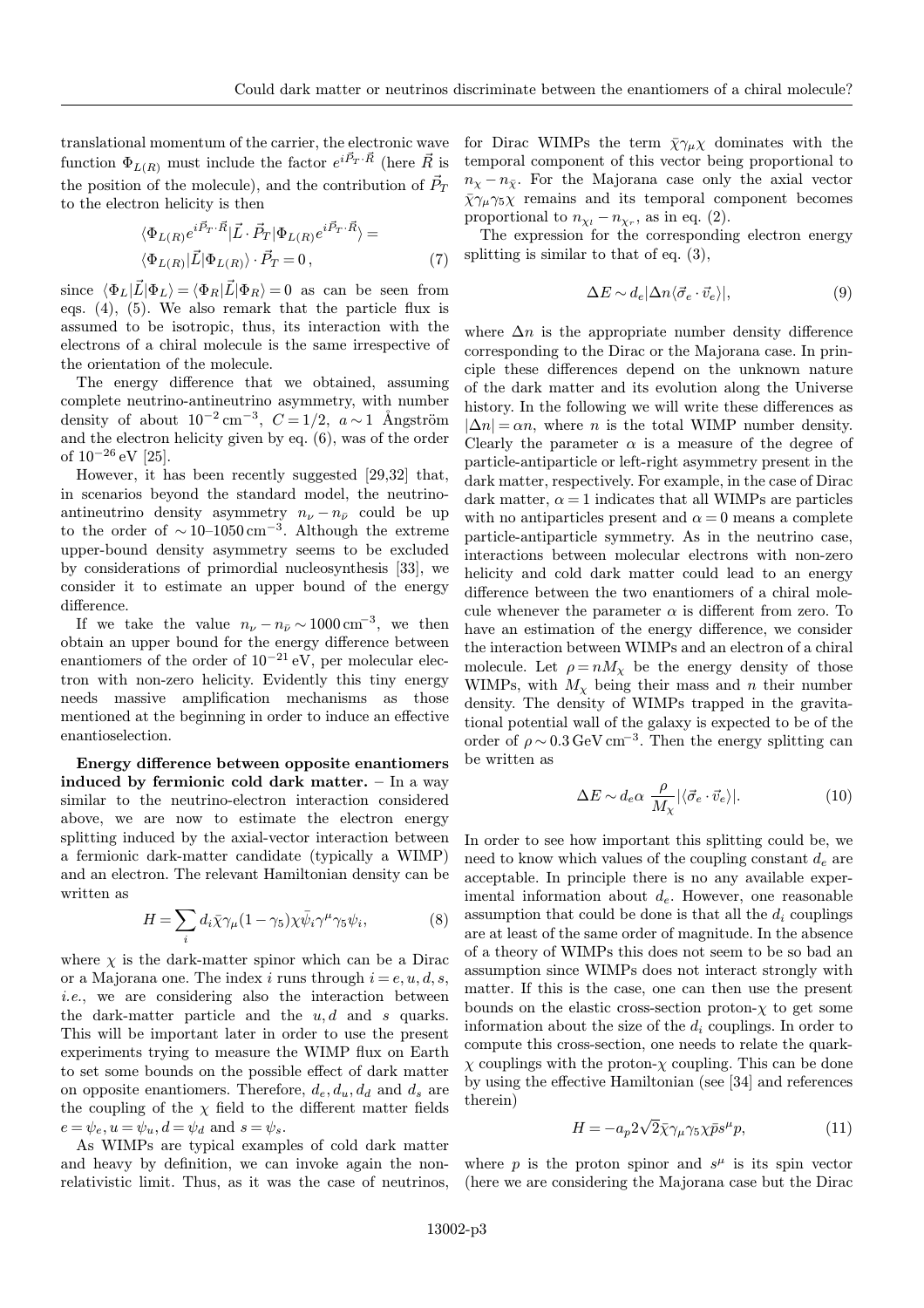translational momentum of the carrier, the electronic wave function $\Phi_{L(R)}$ must include the factor $e^{i\vec{P}_T\cdot\vec{R}}$ (here $\vec{R}$ is the position of the molecule), and the contribution of $\vec{P}_T$ to the electron helicity is then

$$\langle\Phi_{L(R)}e^{i\vec{P}_T\cdot\vec{R}}|\vec{L}\cdot\vec{P}_T|\Phi_{L(R)}e^{i\vec{P}_T\cdot\vec{R}}\rangle = \langle\Phi_{L(R)}|\vec{L}|\Phi_{L(R)}\rangle\cdot\vec{P}_T = 0\,, \tag{7}$$

since $\langle\Phi_L|\vec{L}|\Phi_L\rangle = \langle\Phi_R|\vec{L}|\Phi_R\rangle = 0$ as can be seen from eqs. (4), (5). We also remark that the particle flux is assumed to be isotropic, thus, its interaction with the electrons of a chiral molecule is the same irrespective of the orientation of the molecule.

The energy difference that we obtained, assuming complete neutrino-antineutrino asymmetry, with number density of about $10^{-2}\,\mathrm{cm}^{-3}$, $C = 1/2$, $a\sim 1$ Ångström and the electron helicity given by eq. (6), was of the order of $10^{-26}\,\mathrm{eV}$ [25].

However, it has been recently suggested [29,32] that, in scenarios beyond the standard model, the neutrino-antineutrino density asymmetry $n_\nu - n_{\bar{\nu}}$ could be up to the order of $\sim 10$–$1050\,\mathrm{cm}^{-3}$. Although the extreme upper-bound density asymmetry seems to be excluded by considerations of primordial nucleosynthesis [33], we consider it to estimate an upper bound of the energy difference.

If we take the value $n_\nu - n_{\bar{\nu}} \sim 1000\,\mathrm{cm}^{-3}$, we then obtain an upper bound for the energy difference between enantiomers of the order of $10^{-21}\,\mathrm{eV}$, per molecular electron with non-zero helicity. Evidently this tiny energy needs massive amplification mechanisms as those mentioned at the beginning in order to induce an effective enantioselection.

**Energy difference between opposite enantiomers induced by fermionic cold dark matter.** – In a way similar to the neutrino-electron interaction considered above, we are now to estimate the electron energy splitting induced by the axial-vector interaction between a fermionic dark-matter candidate (typically a WIMP) and an electron. The relevant Hamiltonian density can be written as

$$H = \sum_i d_i\bar{\chi}\gamma_\mu(1-\gamma_5)\chi\bar{\psi}_i\gamma^\mu\gamma_5\psi_i, \tag{8}$$

where $\chi$ is the dark-matter spinor which can be a Dirac or a Majorana one. The index $i$ runs through $i = e, u, d, s$, *i.e.*, we are considering also the interaction between the dark-matter particle and the $u, d$ and $s$ quarks. This will be important later in order to use the present experiments trying to measure the WIMP flux on Earth to set some bounds on the possible effect of dark matter on opposite enantiomers. Therefore, $d_e, d_u, d_d$ and $d_s$ are the coupling of the $\chi$ field to the different matter fields $e = \psi_e, u = \psi_u, d = \psi_d$ and $s = \psi_s$.

As WIMPs are typical examples of cold dark matter and heavy by definition, we can invoke again the non-relativistic limit. Thus, as it was the case of neutrinos, for Dirac WIMPs the term $\bar{\chi}\gamma_\mu\chi$ dominates with the temporal component of this vector being proportional to $n_\chi - n_{\bar{\chi}}$. For the Majorana case only the axial vector $\bar{\chi}\gamma_\mu\gamma_5\chi$ remains and its temporal component becomes proportional to $n_{\chi_l} - n_{\chi_r}$, as in eq. (2).

The expression for the corresponding electron energy splitting is similar to that of eq. (3),

$$\Delta E \sim d_e|\Delta n\langle\vec{\sigma}_e\cdot\vec{v}_e\rangle|, \tag{9}$$

where $\Delta n$ is the appropriate number density difference corresponding to the Dirac or the Majorana case. In principle these differences depend on the unknown nature of the dark matter and its evolution along the Universe history. In the following we will write these differences as $|\Delta n| = \alpha n$, where $n$ is the total WIMP number density. Clearly the parameter $\alpha$ is a measure of the degree of particle-antiparticle or left-right asymmetry present in the dark matter, respectively. For example, in the case of Dirac dark matter, $\alpha = 1$ indicates that all WIMPs are particles with no antiparticles present and $\alpha = 0$ means a complete particle-antiparticle symmetry. As in the neutrino case, interactions between molecular electrons with non-zero helicity and cold dark matter could lead to an energy difference between the two enantiomers of a chiral molecule whenever the parameter $\alpha$ is different from zero. To have an estimation of the energy difference, we consider the interaction between WIMPs and an electron of a chiral molecule. Let $\rho = nM_\chi$ be the energy density of those WIMPs, with $M_\chi$ being their mass and $n$ their number density. The density of WIMPs trapped in the gravitational potential wall of the galaxy is expected to be of the order of $\rho\sim 0.3\,\mathrm{GeV\,cm}^{-3}$. Then the energy splitting can be written as

$$\Delta E \sim d_e\alpha\,\frac{\rho}{M_\chi}|\langle\vec{\sigma}_e\cdot\vec{v}_e\rangle|. \tag{10}$$

In order to see how important this splitting could be, we need to know which values of the coupling constant $d_e$ are acceptable. In principle there is no any available experimental information about $d_e$. However, one reasonable assumption that could be done is that all the $d_i$ couplings are at least of the same order of magnitude. In the absence of a theory of WIMPs this does not seem to be so bad an assumption since WIMPs does not interact strongly with matter. If this is the case, one can then use the present bounds on the elastic cross-section proton-$\chi$ to get some information about the size of the $d_i$ couplings. In order to compute this cross-section, one needs to relate the quark-$\chi$ couplings with the proton-$\chi$ coupling. This can be done by using the effective Hamiltonian (see [34] and references therein)

$$H = -a_p 2\sqrt{2}\bar{\chi}\gamma_\mu\gamma_5\chi\bar{p}s^\mu p, \tag{11}$$

where $p$ is the proton spinor and $s^\mu$ is its spin vector (here we are considering the Majorana case but the Dirac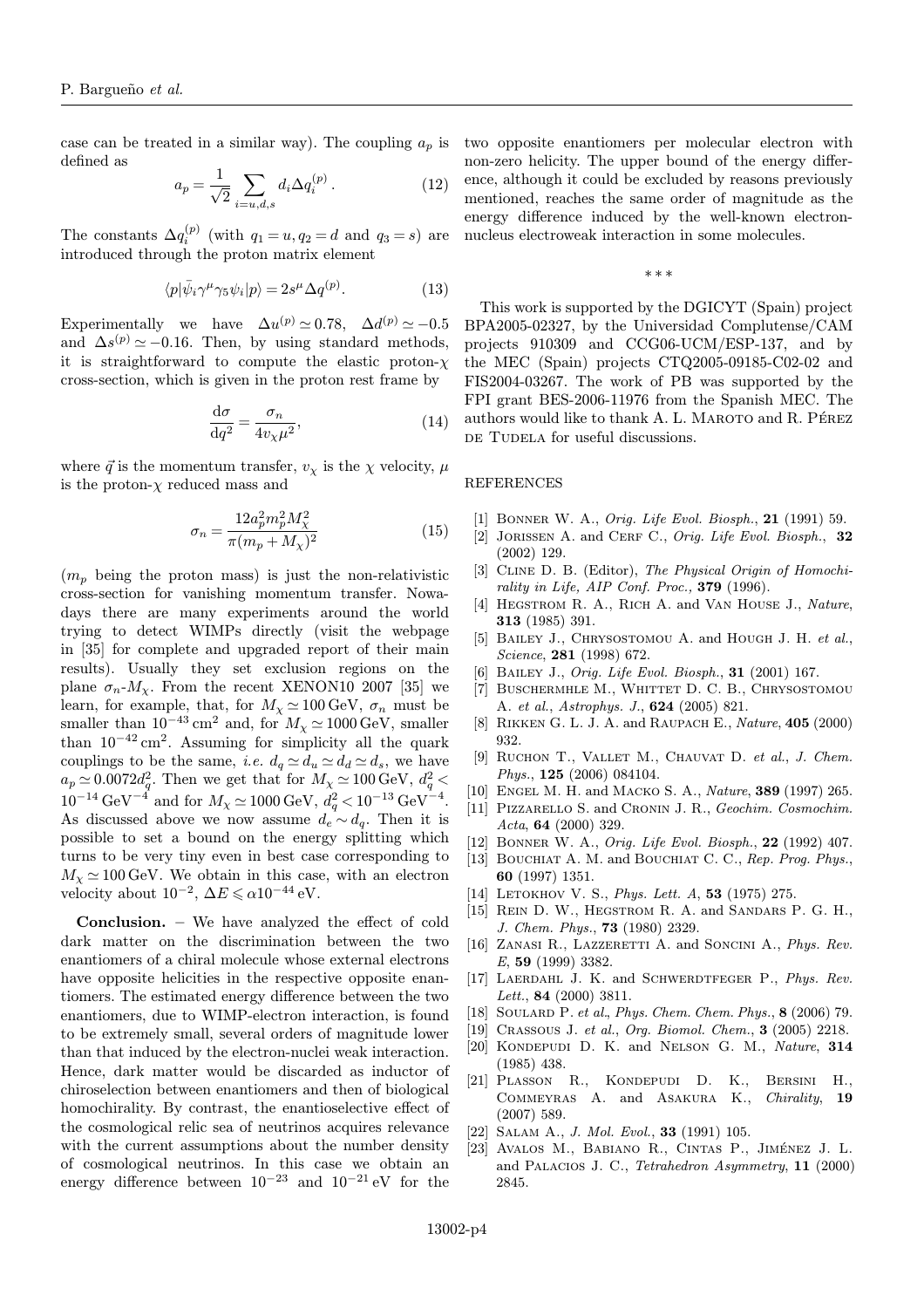case can be treated in a similar way). The coupling $a_p$ is defined as

$$a_p = \frac{1}{\sqrt{2}} \sum_{i=u,d,s} d_i \Delta q_i^{(p)}. \qquad (12)$$

The constants $\Delta q_i^{(p)}$ (with $q_1 = u, q_2 = d$ and $q_3 = s$) are introduced through the proton matrix element

$$\langle p | \bar{\psi}_i \gamma^\mu \gamma_5 \psi_i | p \rangle = 2 s^\mu \Delta q^{(p)}. \qquad (13)$$

Experimentally we have $\Delta u^{(p)} \simeq 0.78$, $\Delta d^{(p)} \simeq -0.5$ and $\Delta s^{(p)} \simeq -0.16$. Then, by using standard methods, it is straightforward to compute the elastic proton-$\chi$ cross-section, which is given in the proton rest frame by

$$\frac{\mathrm{d}\sigma}{\mathrm{d}q^2} = \frac{\sigma_n}{4 v_\chi \mu^2}, \qquad (14)$$

where $\vec{q}$ is the momentum transfer, $v_\chi$ is the $\chi$ velocity, $\mu$ is the proton-$\chi$ reduced mass and

$$\sigma_n = \frac{12 a_p^2 m_p^2 M_\chi^2}{\pi (m_p + M_\chi)^2} \qquad (15)$$

($m_p$ being the proton mass) is just the non-relativistic cross-section for vanishing momentum transfer. Nowadays there are many experiments around the world trying to detect WIMPs directly (visit the webpage in [35] for complete and upgraded report of their main results). Usually they set exclusion regions on the plane $\sigma_n$-$M_\chi$. From the recent XENON10 2007 [35] we learn, for example, that, for $M_\chi \simeq 100\,\mathrm{GeV}$, $\sigma_n$ must be smaller than $10^{-43}\,\mathrm{cm}^2$ and, for $M_\chi \simeq 1000\,\mathrm{GeV}$, smaller than $10^{-42}\,\mathrm{cm}^2$. Assuming for simplicity all the quark couplings to be the same, *i.e.* $d_q \simeq d_u \simeq d_d \simeq d_s$, we have $a_p \simeq 0.0072 d_q^2$. Then we get that for $M_\chi \simeq 100\,\mathrm{GeV}$, $d_q^2 < 10^{-14}\,\mathrm{GeV}^{-4}$ and for $M_\chi \simeq 1000\,\mathrm{GeV}$, $d_q^2 < 10^{-13}\,\mathrm{GeV}^{-4}$. As discussed above we now assume $d_e \sim d_q$. Then it is possible to set a bound on the energy splitting which turns to be very tiny even in best case corresponding to $M_\chi \simeq 100\,\mathrm{GeV}$. We obtain in this case, with an electron velocity about $10^{-2}$, $\Delta E \leqslant \alpha 10^{-44}\,\mathrm{eV}$.

**Conclusion.** – We have analyzed the effect of cold dark matter on the discrimination between the two enantiomers of a chiral molecule whose external electrons have opposite helicities in the respective opposite enantiomers. The estimated energy difference between the two enantiomers, due to WIMP-electron interaction, is found to be extremely small, several orders of magnitude lower than that induced by the electron-nuclei weak interaction. Hence, dark matter would be discarded as inductor of chiroselection between enantiomers and then of biological homochirality. By contrast, the enantioselective effect of the cosmological relic sea of neutrinos acquires relevance with the current assumptions about the number density of cosmological neutrinos. In this case we obtain an energy difference between $10^{-23}$ and $10^{-21}\,\mathrm{eV}$ for the two opposite enantiomers per molecular electron with non-zero helicity. The upper bound of the energy difference, although it could be excluded by reasons previously mentioned, reaches the same order of magnitude as the energy difference induced by the well-known electron-nucleus electroweak interaction in some molecules.

\* \* \*

This work is supported by the DGICYT (Spain) project BPA2005-02327, by the Universidad Complutense/CAM projects 910309 and CCG06-UCM/ESP-137, and by the MEC (Spain) projects CTQ2005-09185-C02-02 and FIS2004-03267. The work of PB was supported by the FPI grant BES-2006-11976 from the Spanish MEC. The authors would like to thank A. L. Maroto and R. Pérez de Tudela for useful discussions.

## REFERENCES

[1] Bonner W. A., *Orig. Life Evol. Biosph.*, **21** (1991) 59.
[2] Jorissen A. and Cerf C., *Orig. Life Evol. Biosph.*, **32** (2002) 129.
[3] Cline D. B. (Editor), *The Physical Origin of Homochirality in Life, AIP Conf. Proc.,* **379** (1996).
[4] Hegstrom R. A., Rich A. and Van House J., *Nature*, **313** (1985) 391.
[5] Bailey J., Chrysostomou A. and Hough J. H. *et al.*, *Science*, **281** (1998) 672.
[6] Bailey J., *Orig. Life Evol. Biosph.*, **31** (2001) 167.
[7] Buschermhle M., Whittet D. C. B., Chrysostomou A. *et al.*, *Astrophys. J.*, **624** (2005) 821.
[8] Rikken G. L. J. A. and Raupach E., *Nature*, **405** (2000) 932.
[9] Ruchon T., Vallet M., Chauvat D. *et al.*, *J. Chem. Phys.*, **125** (2006) 084104.
[10] Engel M. H. and Macko S. A., *Nature*, **389** (1997) 265.
[11] Pizzarello S. and Cronin J. R., *Geochim. Cosmochim. Acta*, **64** (2000) 329.
[12] Bonner W. A., *Orig. Life Evol. Biosph.*, **22** (1992) 407.
[13] Bouchiat A. M. and Bouchiat C. C., *Rep. Prog. Phys.*, **60** (1997) 1351.
[14] Letokhov V. S., *Phys. Lett. A*, **53** (1975) 275.
[15] Rein D. W., Hegstrom R. A. and Sandars P. G. H., *J. Chem. Phys.*, **73** (1980) 2329.
[16] Zanasi R., Lazzeretti A. and Soncini A., *Phys. Rev. E*, **59** (1999) 3382.
[17] Laerdahl J. K. and Schwerdtfeger P., *Phys. Rev. Lett.*, **84** (2000) 3811.
[18] Soulard P. *et al.*, *Phys. Chem. Chem. Phys.*, **8** (2006) 79.
[19] Crassous J. *et al.*, *Org. Biomol. Chem.*, **3** (2005) 2218.
[20] Kondepudi D. K. and Nelson G. M., *Nature*, **314** (1985) 438.
[21] Plasson R., Kondepudi D. K., Bersini H., Commeyras A. and Asakura K., *Chirality*, **19** (2007) 589.
[22] Salam A., *J. Mol. Evol.*, **33** (1991) 105.
[23] Avalos M., Babiano R., Cintas P., Jiménez J. L. and Palacios J. C., *Tetrahedron Asymmetry*, **11** (2000) 2845.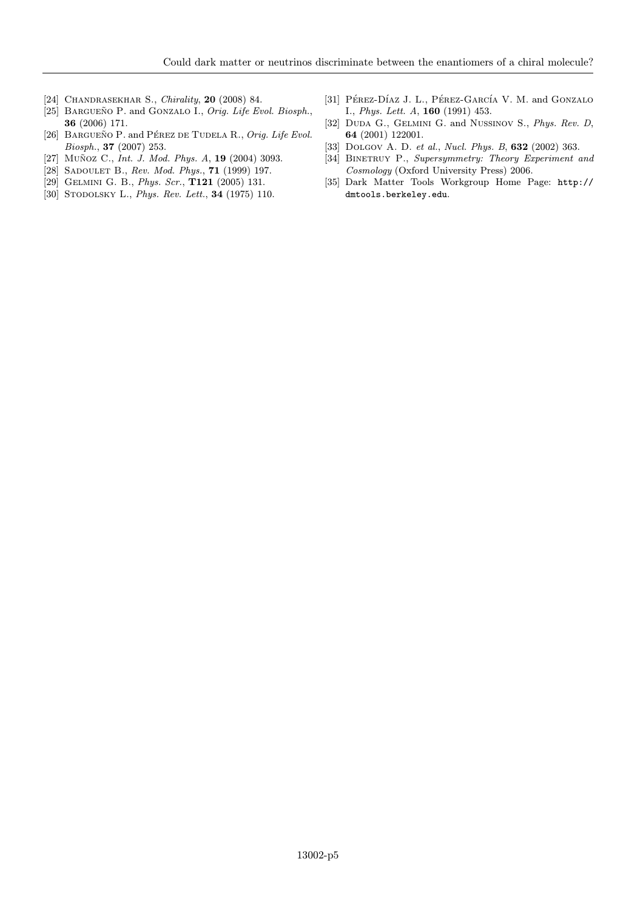[24] Chandrasekhar S., *Chirality*, **20** (2008) 84.

[25] Bargueño P. and Gonzalo I., *Orig. Life Evol. Biosph.*, **36** (2006) 171.

[26] Bargueño P. and Pérez de Tudela R., *Orig. Life Evol. Biosph.*, **37** (2007) 253.

[27] Muñoz C., *Int. J. Mod. Phys. A*, **19** (2004) 3093.

[28] Sadoulet B., *Rev. Mod. Phys.*, **71** (1999) 197.

[29] Gelmini G. B., *Phys. Scr.*, **T121** (2005) 131.

[30] Stodolsky L., *Phys. Rev. Lett.*, **34** (1975) 110.

[31] Pérez-Díaz J. L., Pérez-García V. M. and Gonzalo I., *Phys. Lett. A*, **160** (1991) 453.

[32] Duda G., Gelmini G. and Nussinov S., *Phys. Rev. D*, **64** (2001) 122001.

[33] Dolgov A. D. *et al.*, *Nucl. Phys. B*, **632** (2002) 363.

[34] Binetruy P., *Supersymmetry: Theory Experiment and Cosmology* (Oxford University Press) 2006.

[35] Dark Matter Tools Workgroup Home Page: `http://dmtools.berkeley.edu`.